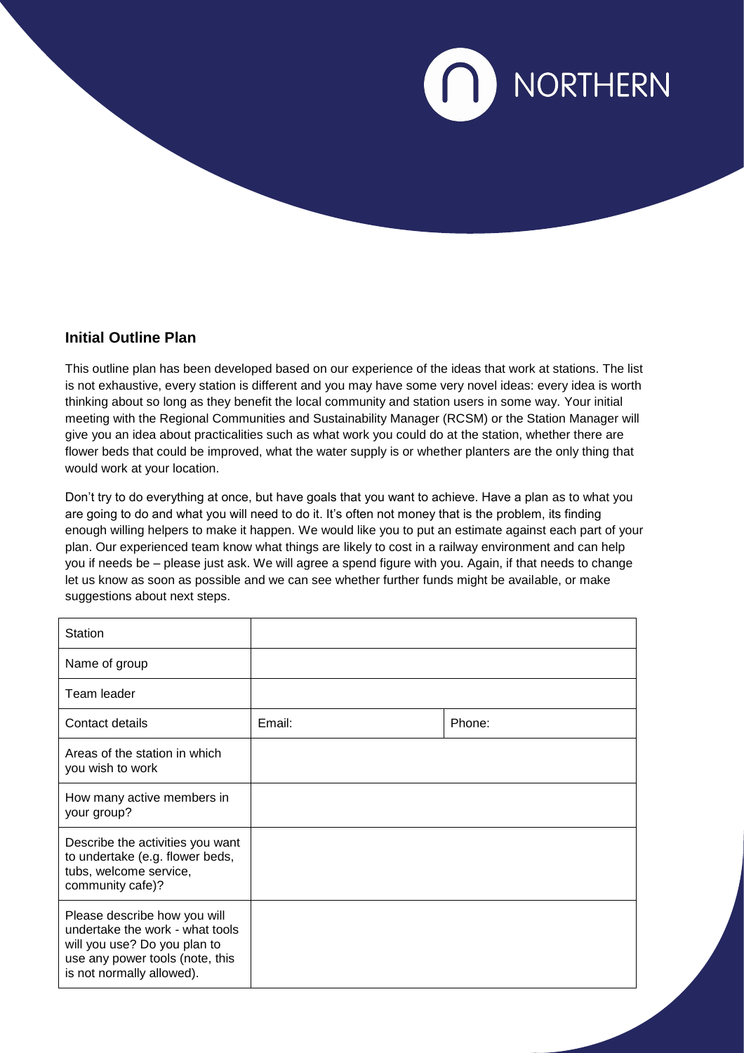NORTHERN

## Initial Outline Plan

This outline plan has been developed based on our experience of the ideas that work at stations. The list is not exhaustive, every station is different and you may have some very novel ideas: every idea is worth thinking about so long as they benefit the local community and station users in some way. Your initial meeting with the Regional Communities and Sustainability Manager (RCSM) or the Station Manager will give you an idea about practicalities such as what work you could do at the station, whether there are flower beds that could be improved, what the water supply is or whether planters are the only thing that would work at your location.

Don't try to do everything at once, but have goals that you want to achieve. Have a plan as to what you are going to do and what you will need to do it. It's often not money that is the problem, its finding enough willing helpers to make it happen. We would like you to put an estimate against each part of your plan. Our experienced team know what things are likely to cost in a railway environment and can help you if needs be – please just ask. We will agree a spend figure with you. Again, if that needs to change let us know as soon as possible and we can see whether further funds might be available, or make suggestions about next steps.

| | | |
|---|---|---|
| Station | | |
| Name of group | | |
| Team leader | | |
| Contact details | Email: | Phone: |
| Areas of the station in which you wish to work | | |
| How many active members in your group? | | |
| Describe the activities you want to undertake (e.g. flower beds, tubs, welcome service, community cafe)? | | |
| Please describe how you will undertake the work - what tools will you use? Do you plan to use any power tools (note, this is not normally allowed). | | |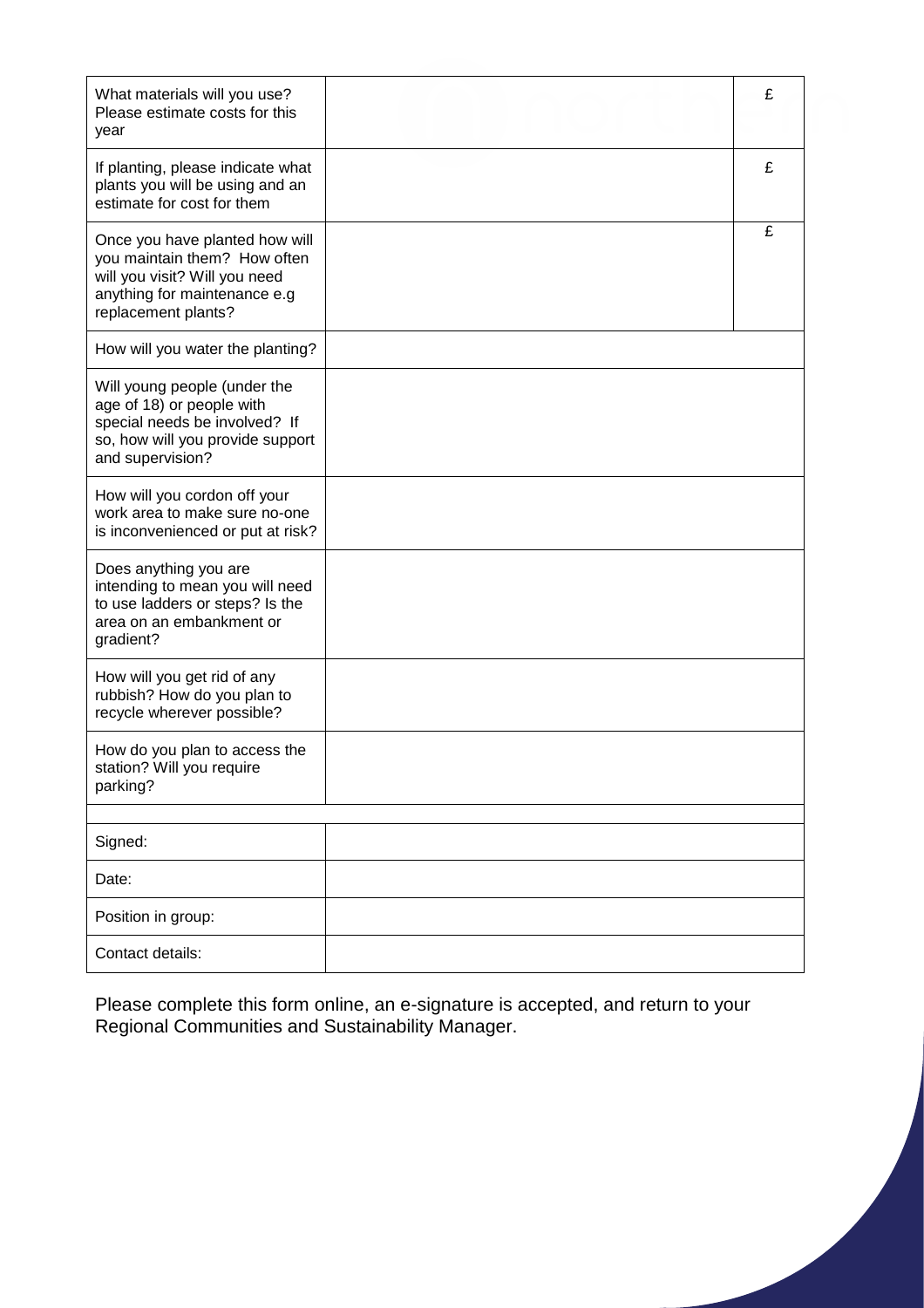| | | |
|---|---|---|
| What materials will you use? Please estimate costs for this year | | £ |
| If planting, please indicate what plants you will be using and an estimate for cost for them | | £ |
| Once you have planted how will you maintain them? How often will you visit? Will you need anything for maintenance e.g replacement plants? | | £ |
| How will you water the planting? | | |
| Will young people (under the age of 18) or people with special needs be involved? If so, how will you provide support and supervision? | | |
| How will you cordon off your work area to make sure no-one is inconvenienced or put at risk? | | |
| Does anything you are intending to mean you will need to use ladders or steps? Is the area on an embankment or gradient? | | |
| How will you get rid of any rubbish? How do you plan to recycle wherever possible? | | |
| How do you plan to access the station? Will you require parking? | | |

| | |
|---|---|
| Signed: | |
| Date: | |
| Position in group: | |
| Contact details: | |

Please complete this form online, an e-signature is accepted, and return to your Regional Communities and Sustainability Manager.